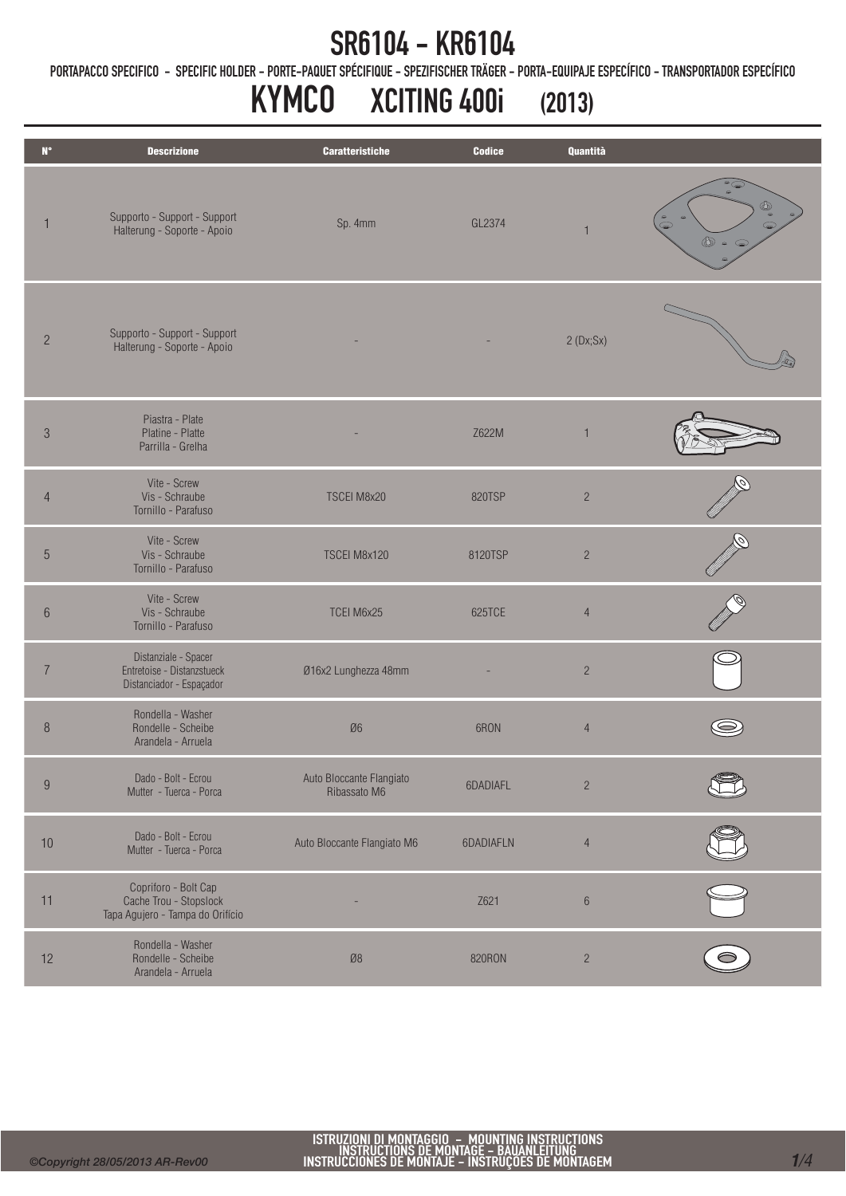# SR6104 - KR6104

PORTAPACCO SPECIFICO - SPECIFIC HOLDER - PORTE-PAQUET SPÉCIFIQUE - SPEZIFISCHER TRÄGER - PORTA-EQUIPAJE ESPECÍFICO - TRANSPORTADOR ESPECÍFICO

## KYMCO XCITING 400i (2013)

| N° | Descrizione | Caratteristiche | Codice | Quantità |
|---|---|---|---|---|
| 1 | Supporto - Support - Support Halterung - Soporte - Apoio | Sp. 4mm | GL2374 | 1 |
| 2 | Supporto - Support - Support Halterung - Soporte - Apoio | - | - | 2 (Dx;Sx) |
| 3 | Piastra - Plate Platine - Platte Parrilla - Grelha | - | Z622M | 1 |
| 4 | Vite - Screw Vis - Schraube Tornillo - Parafuso | TSCEI M8x20 | 820TSP | 2 |
| 5 | Vite - Screw Vis - Schraube Tornillo - Parafuso | TSCEI M8x120 | 8120TSP | 2 |
| 6 | Vite - Screw Vis - Schraube Tornillo - Parafuso | TCEI M6x25 | 625TCE | 4 |
| 7 | Distanziale - Spacer Entretoise - Distanzstueck Distanciador - Espaçador | Ø16x2 Lunghezza 48mm | - | 2 |
| 8 | Rondella - Washer Rondelle - Scheibe Arandela - Arruela | Ø6 | 6RON | 4 |
| 9 | Dado - Bolt - Ecrou Mutter - Tuerca - Porca | Auto Bloccante Flangiato Ribassato M6 | 6DADIAFL | 2 |
| 10 | Dado - Bolt - Ecrou Mutter - Tuerca - Porca | Auto Bloccante Flangiato M6 | 6DADIAFLN | 4 |
| 11 | Copriforo - Bolt Cap Cache Trou - Stopslock Tapa Agujero - Tampa do Orifício | - | Z621 | 6 |
| 12 | Rondella - Washer Rondelle - Scheibe Arandela - Arruela | Ø8 | 820RON | 2 |

ISTRUZIONI DI MONTAGGIO - MOUNTING INSTRUCTIONS
INSTRUCTIONS DE MONTAGE - BAUANLEITUNG
INSTRUCCIONES DE MONTAJE - INSTRUÇÕES DE MONTAGEM

©Copyright 28/05/2013 AR-Rev00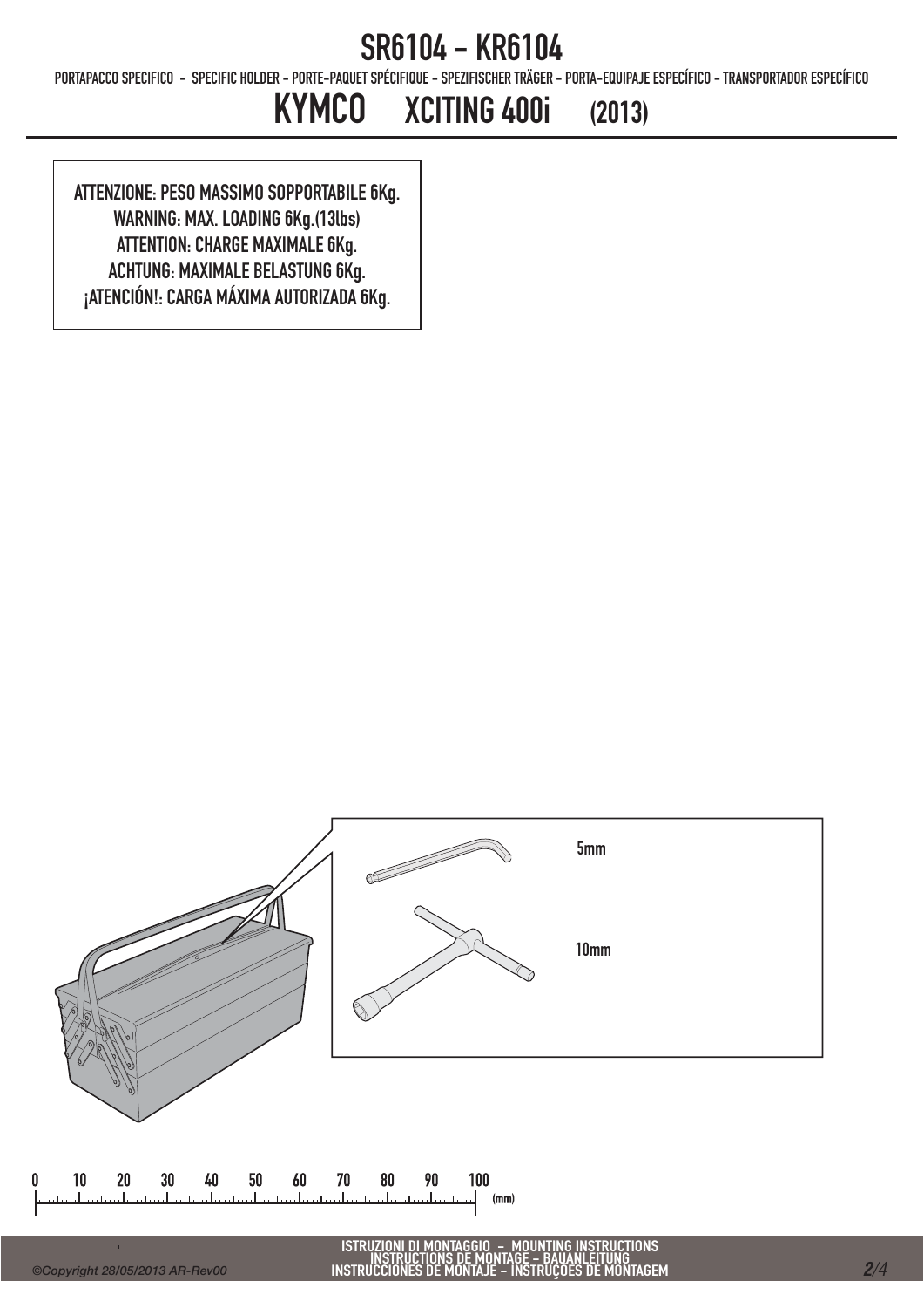# SR6104 - KR6104

PORTAPACCO SPECIFICO - SPECIFIC HOLDER - PORTE-PAQUET SPÉCIFIQUE - SPEZIFISCHER TRÄGER - PORTA-EQUIPAJE ESPECÍFICO - TRANSPORTADOR ESPECÍFICO

## KYMCO XCITING 400i (2013)

**ATTENZIONE: PESO MASSIMO SOPPORTABILE 6Kg.**
**WARNING: MAX. LOADING 6Kg.(13lbs)**
**ATTENTION: CHARGE MAXIMALE 6Kg.**
**ACHTUNG: MAXIMALE BELASTUNG 6Kg.**
**¡ATENCIÓN!: CARGA MÁXIMA AUTORIZADA 6Kg.**

5mm

10mm

0 10 20 30 40 50 60 70 80 90 100 (mm)

ISTRUZIONI DI MONTAGGIO - MOUNTING INSTRUCTIONS
INSTRUCTIONS DE MONTAGE - BAUANLEITUNG
INSTRUCCIONES DE MONTAJE - INSTRUÇÕES DE MONTAGEM

©Copyright 28/05/2013 AR-Rev00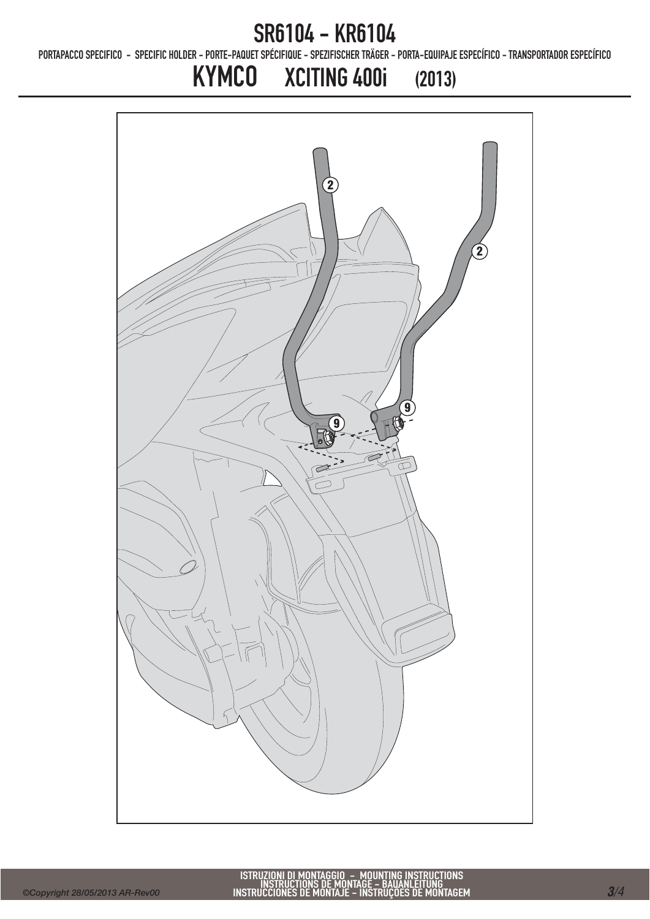# SR6104 - KR6104

PORTAPACCO SPECIFICO - SPECIFIC HOLDER - PORTE-PAQUET SPÉCIFIQUE - SPEZIFISCHER TRÄGER - PORTA-EQUIPAJE ESPECÍFICO - TRANSPORTADOR ESPECÍFICO

## KYMCO XCITING 400i (2013)

2

2

9

9

ISTRUZIONI DI MONTAGGIO - MOUNTING INSTRUCTIONS
INSTRUCTIONS DE MONTAGE - BAUANLEITUNG
INSTRUCCIONES DE MONTAJE - INSTRUÇOES DE MONTAGEM

©Copyright 28/05/2013 AR-Rev00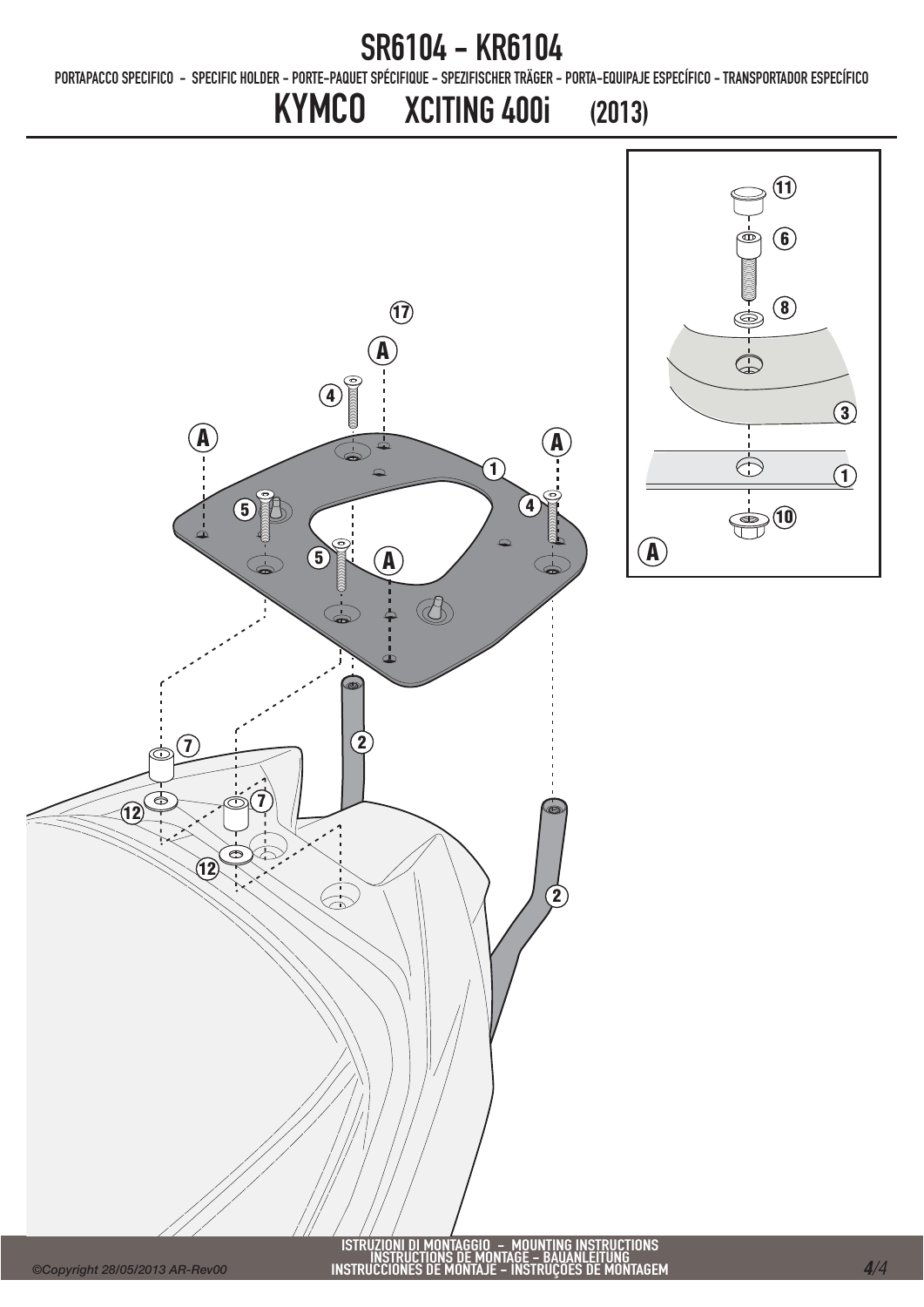# SR6104 - KR6104

PORTAPACCO SPECIFICO - SPECIFIC HOLDER - PORTE-PAQUET SPÉCIFIQUE - SPEZIFISCHER TRÄGER - PORTA-EQUIPAJE ESPECÍFICO - TRANSPORTADOR ESPECÍFICO

## KYMCO XCITING 400i (2013)

17

A

4

A

A

1

5

4

5

A

2

7

7

12

12

2

11

6

8

3

1

10

A

ISTRUZIONI DI MONTAGGIO - MOUNTING INSTRUCTIONS
INSTRUCTIONS DE MONTAGE - BAUANLEITUNG
INSTRUCCIONES DE MONTAJE - INSTRUÇÕES DE MONTAGEM

©Copyright 28/05/2013 AR-Rev00